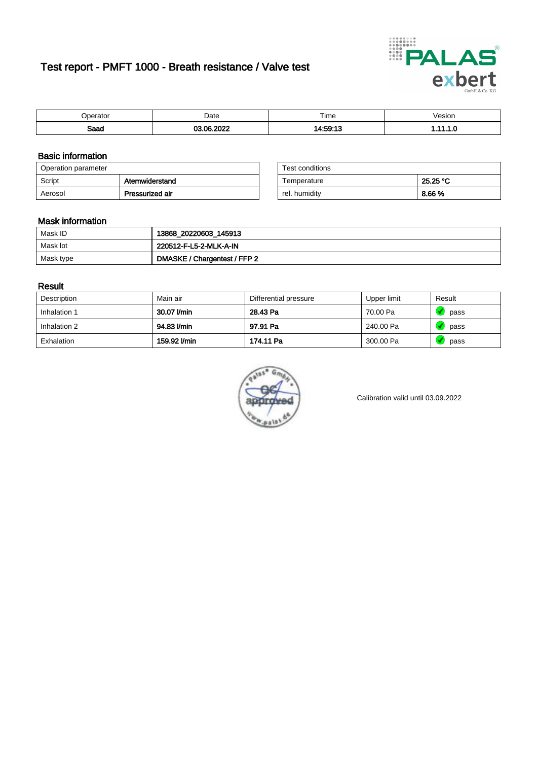# Test report - PMFT 1000 - Breath resistance / Valve test

| Operator | Date | Time | Vesion |
|---|---|---|---|
| **Saad** | **03.06.2022** | **14:59:13** | **1.11.1.0** |

## Basic information

| Operation parameter | |
|---|---|
| Script | **Atemwiderstand** |
| Aerosol | **Pressurized air** |

| Test conditions | |
|---|---|
| Temperature | **25.25 °C** |
| rel. humidity | **8.66 %** |

## Mask information

| | |
|---|---|
| Mask ID | **13868_20220603_145913** |
| Mask lot | **220512-F-L5-2-MLK-A-IN** |
| Mask type | **DMASKE / Chargentest / FFP 2** |

## Result

| Description | Main air | Differential pressure | Upper limit | Result |
|---|---|---|---|---|
| Inhalation 1 | **30.07 l/min** | **28.43 Pa** | 70.00 Pa | pass |
| Inhalation 2 | **94.83 l/min** | **97.91 Pa** | 240.00 Pa | pass |
| Exhalation | **159.92 l/min** | **174.11 Pa** | 300.00 Pa | pass |

Calibration valid until 03.09.2022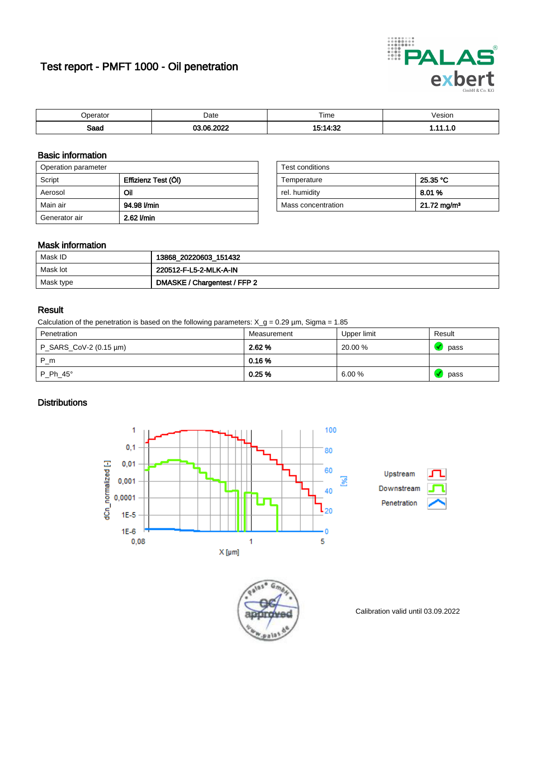# Test report - PMFT 1000 - Oil penetration

| Operator | Date | Time | Vesion |
|---|---|---|---|
| **Saad** | **03.06.2022** | **15:14:32** | **1.11.1.0** |

## Basic information

| Operation parameter | |
|---|---|
| Script | **Effizienz Test (Öl)** |
| Aerosol | **Oil** |
| Main air | **94.98 l/min** |
| Generator air | **2.62 l/min** |

| Test conditions | |
|---|---|
| Temperature | **25.35 °C** |
| rel. humidity | **8.01 %** |
| Mass concentration | **21.72 mg/m³** |

## Mask information

| | |
|---|---|
| Mask ID | **13868_20220603_151432** |
| Mask lot | **220512-F-L5-2-MLK-A-IN** |
| Mask type | **DMASKE / Chargentest / FFP 2** |

## Result

Calculation of the penetration is based on the following parameters: X_g = 0.29 µm, Sigma = 1.85

| Penetration | Measurement | Upper limit | Result |
|---|---|---|---|
| P_SARS_CoV-2 (0.15 µm) | **2.62 %** | 20.00 % | pass |
| P_m | **0.16 %** | | |
| P_Ph_45° | **0.25 %** | 6.00 % | pass |

## Distributions

dCn_normalized [-]
1
0,1
0,01
0,001
0,0001
1E-5
1E-6
0,08
1
5
X [µm]
100
80
60
40
20
0
[%]
Upstream
Downstream
Penetration

Calibration valid until 03.09.2022